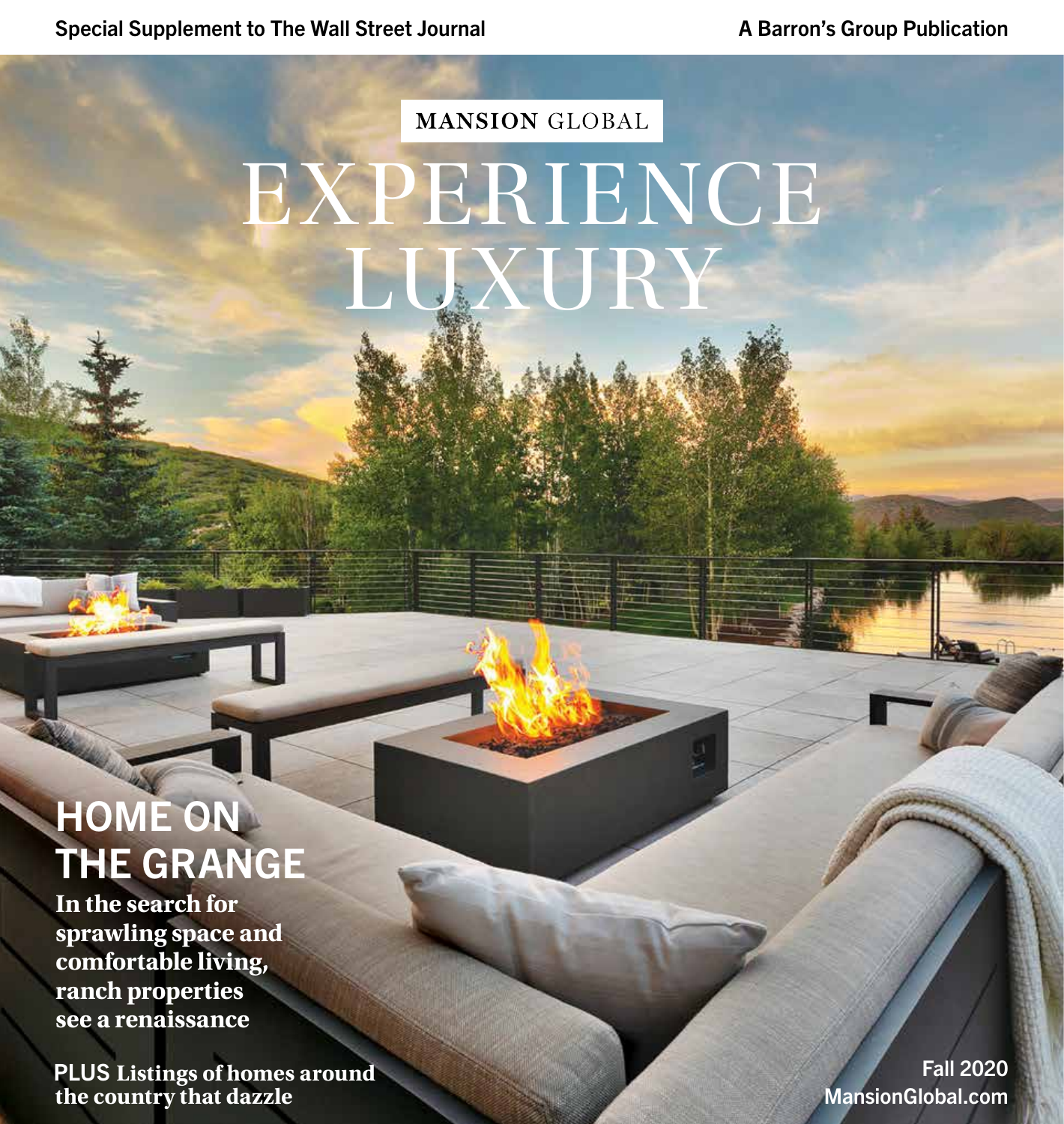Special Supplement to The Wall Street Journal

A Barron's Group Publication

MANSION GLOBAL

# EXPERIENCE LUXURY

## HOME ON THE GRANGE

**In the search for sprawling space and comfortable living, ranch properties see a renaissance**

**PLUS** Listings of homes around the country that dazzle

Fall 2020

MansionGlobal.com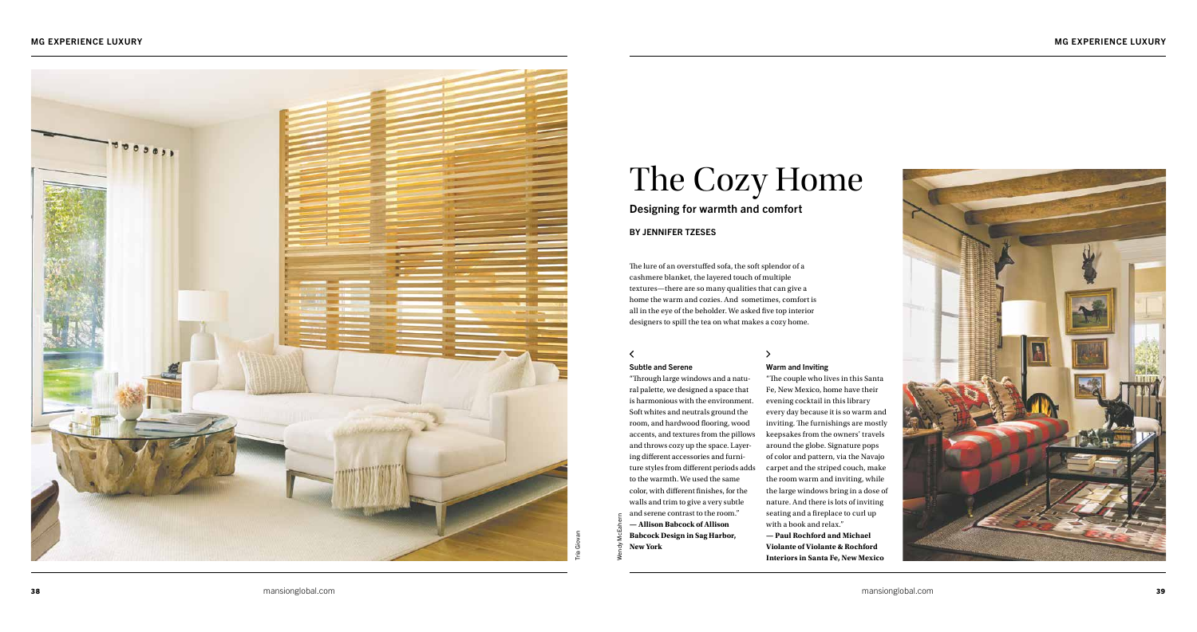# The Cozy Home

## Designing for warmth and comfort

**BY JENNIFER TZESES**

The lure of an overstuffed sofa, the soft splendor of a cashmere blanket, the layered touch of multiple textures—there are so many qualities that can give a home the warm and cozies. And sometimes, comfort is all in the eye of the beholder. We asked five top interior designers to spill the tea on what makes a cozy home.

### ‹ Subtle and Serene

"Through large windows and a natural palette, we designed a space that is harmonious with the environment. Soft whites and neutrals ground the room, and hardwood flooring, wood accents, and textures from the pillows and throws cozy up the space. Layering different accessories and furniture styles from different periods adds to the warmth. We used the same color, with different finishes, for the walls and trim to give a very subtle and serene contrast to the room."

**— Allison Babcock of Allison Babcock Design in Sag Harbor, New York**

Tria Giovan

### › Warm and Inviting

"The couple who lives in this Santa Fe, New Mexico, home have their evening cocktail in this library every day because it is so warm and inviting. The furnishings are mostly keepsakes from the owners' travels around the globe. Signature pops of color and pattern, via the Navajo carpet and the striped couch, make the room warm and inviting, while the large windows bring in a dose of nature. And there is lots of inviting seating and a fireplace to curl up with a book and relax."

**— Paul Rochford and Michael Violante of Violante & Rochford Interiors in Santa Fe, New Mexico**

Wendy McEahern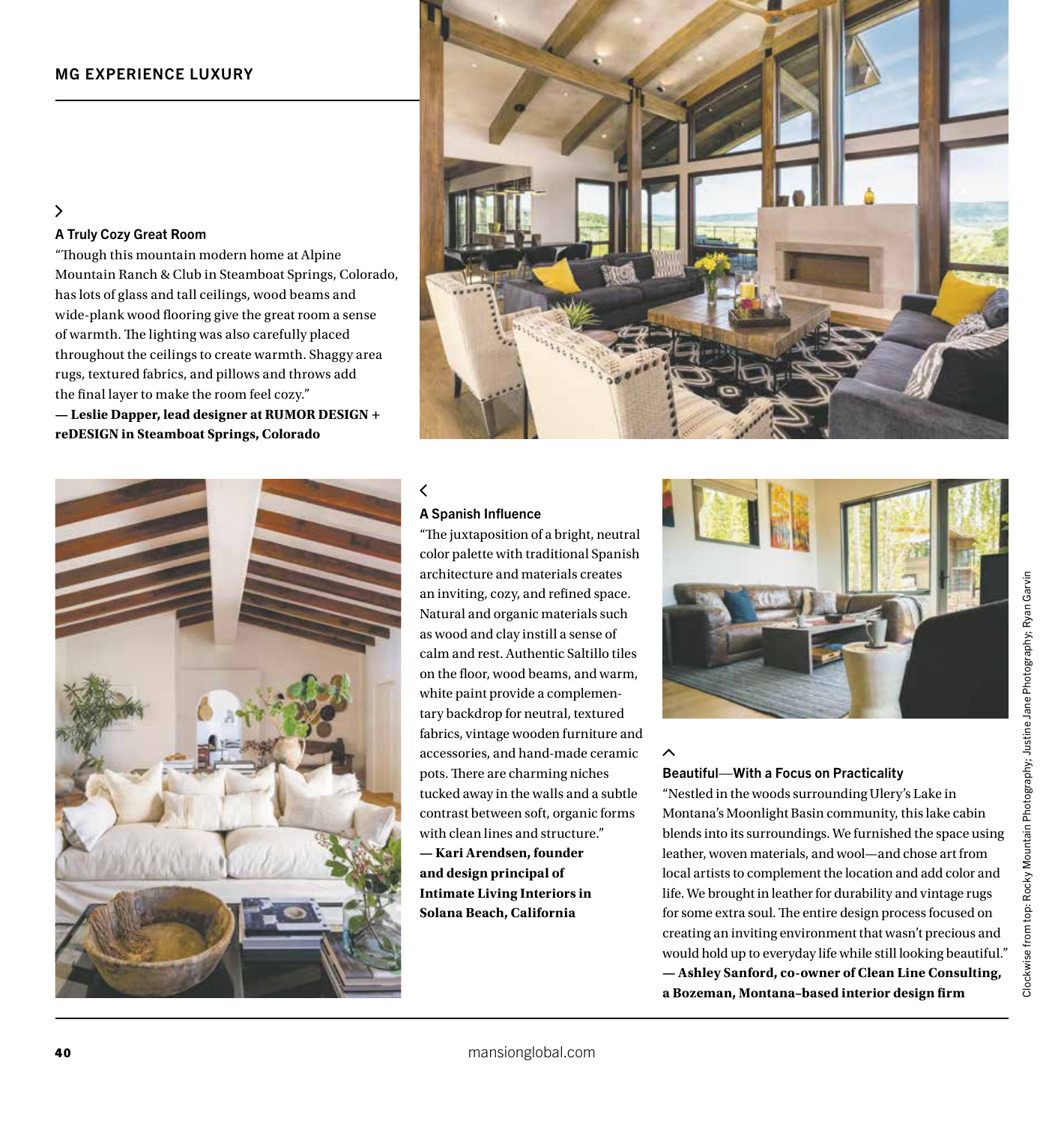### A Truly Cozy Great Room

"Though this mountain modern home at Alpine Mountain Ranch & Club in Steamboat Springs, Colorado, has lots of glass and tall ceilings, wood beams and wide-plank wood flooring give the great room a sense of warmth. The lighting was also carefully placed throughout the ceilings to create warmth. Shaggy area rugs, textured fabrics, and pillows and throws add the final layer to make the room feel cozy."

**— Leslie Dapper, lead designer at RUMOR DESIGN + reDESIGN in Steamboat Springs, Colorado**

### A Spanish Influence

"The juxtaposition of a bright, neutral color palette with traditional Spanish architecture and materials creates an inviting, cozy, and refined space. Natural and organic materials such as wood and clay instill a sense of calm and rest. Authentic Saltillo tiles on the floor, wood beams, and warm, white paint provide a complementary backdrop for neutral, textured fabrics, vintage wooden furniture and accessories, and hand-made ceramic pots. There are charming niches tucked away in the walls and a subtle contrast between soft, organic forms with clean lines and structure."

**— Kari Arendsen, founder and design principal of Intimate Living Interiors in Solana Beach, California**

### Beautiful—With a Focus on Practicality

"Nestled in the woods surrounding Ulery's Lake in Montana's Moonlight Basin community, this lake cabin blends into its surroundings. We furnished the space using leather, woven materials, and wool—and chose art from local artists to complement the location and add color and life. We brought in leather for durability and vintage rugs for some extra soul. The entire design process focused on creating an inviting environment that wasn't precious and would hold up to everyday life while still looking beautiful."

**— Ashley Sanford, co-owner of Clean Line Consulting, a Bozeman, Montana–based interior design firm**

Clockwise from top: Rocky Mountain Photography; Justine Jane Photography; Ryan Garvin